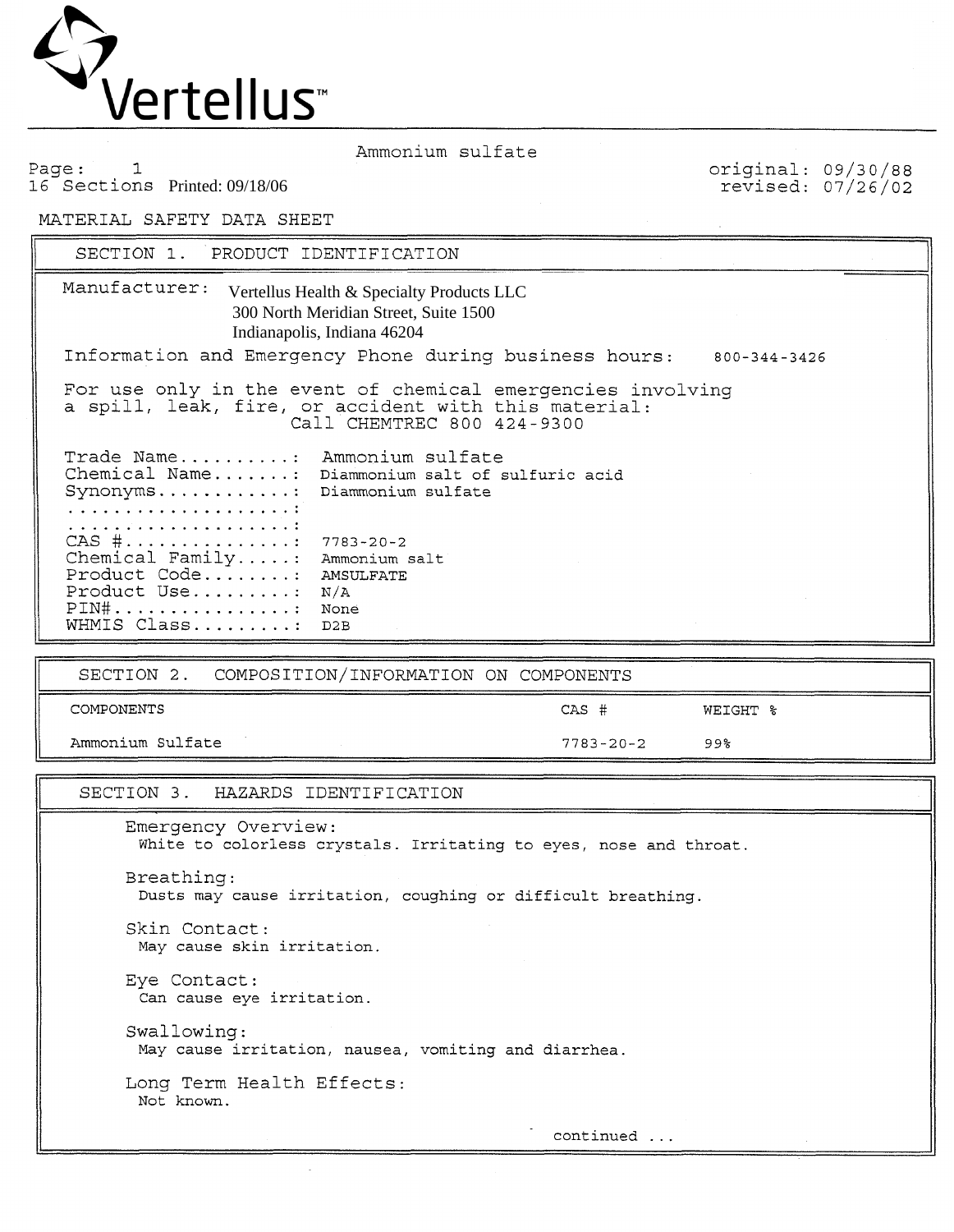Vertellus™

Ammonium sulfate

Page: 1
16 Sections Printed: 09/18/06

original: 09/30/88
revised: 07/26/02

MATERIAL SAFETY DATA SHEET

## SECTION 1. PRODUCT IDENTIFICATION

Manufacturer: Vertellus Health & Specialty Products LLC
300 North Meridian Street, Suite 1500
Indianapolis, Indiana 46204

Information and Emergency Phone during business hours: 800-344-3426

For use only in the event of chemical emergencies involving a spill, leak, fire, or accident with this material:
Call CHEMTREC 800 424-9300

Trade Name..........: Ammonium sulfate
Chemical Name.......: Diammonium salt of sulfuric acid
Synonyms............: Diammonium sulfate
....................:
....................:
CAS #...............: 7783-20-2
Chemical Family.....: Ammonium salt
Product Code........: AMSULFATE
Product Use.........: N/A
PIN#................: None
WHMIS Class.........: D2B

## SECTION 2. COMPOSITION/INFORMATION ON COMPONENTS

| COMPONENTS | CAS # | WEIGHT % |
| --- | --- | --- |
| Ammonium Sulfate | 7783-20-2 | 99% |

## SECTION 3. HAZARDS IDENTIFICATION

Emergency Overview:
White to colorless crystals. Irritating to eyes, nose and throat.

Breathing:
Dusts may cause irritation, coughing or difficult breathing.

Skin Contact:
May cause skin irritation.

Eye Contact:
Can cause eye irritation.

Swallowing:
May cause irritation, nausea, vomiting and diarrhea.

Long Term Health Effects:
Not known.

continued ...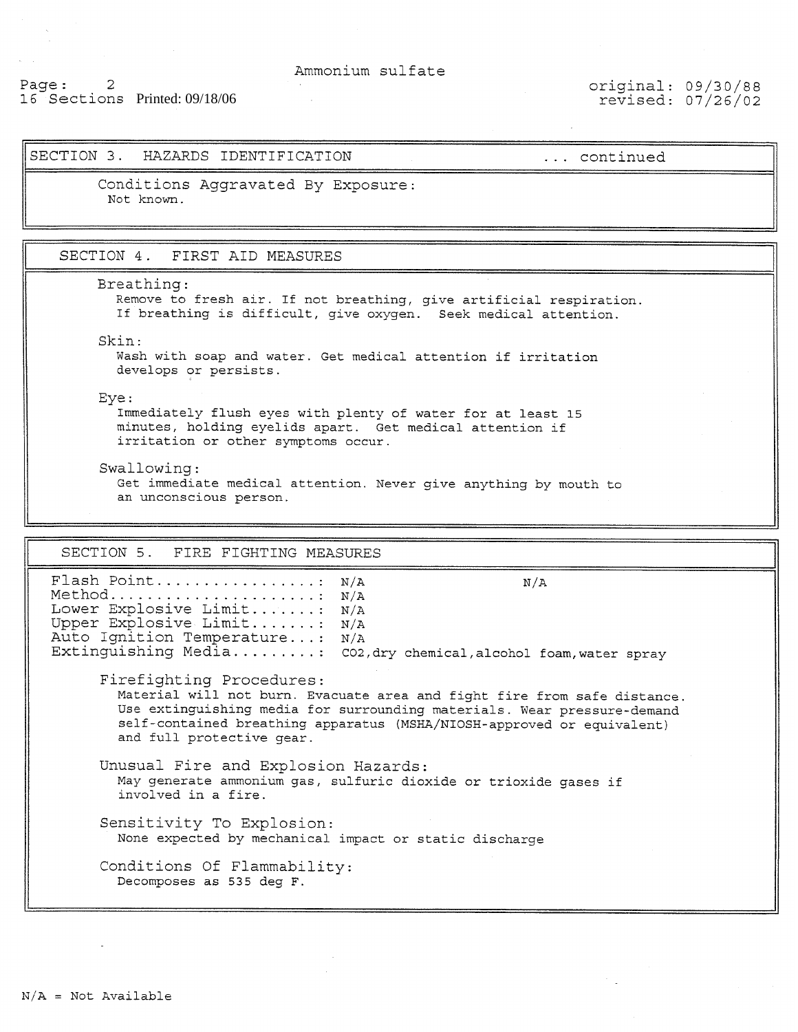## SECTION 3. HAZARDS IDENTIFICATION ... continued

**Conditions Aggravated By Exposure:**
Not known.

## SECTION 4. FIRST AID MEASURES

**Breathing:**
Remove to fresh air. If not breathing, give artificial respiration. If breathing is difficult, give oxygen. Seek medical attention.

**Skin:**
Wash with soap and water. Get medical attention if irritation develops or persists.

**Eye:**
Immediately flush eyes with plenty of water for at least 15 minutes, holding eyelids apart. Get medical attention if irritation or other symptoms occur.

**Swallowing:**
Get immediate medical attention. Never give anything by mouth to an unconscious person.

## SECTION 5. FIRE FIGHTING MEASURES

| | | |
|---|---|---|
| Flash Point | N/A | N/A |
| Method | N/A | |
| Lower Explosive Limit | N/A | |
| Upper Explosive Limit | N/A | |
| Auto Ignition Temperature | N/A | |
| Extinguishing Media | $CO_2$, dry chemical, alcohol foam, water spray | |

**Firefighting Procedures:**
Material will not burn. Evacuate area and fight fire from safe distance. Use extinguishing media for surrounding materials. Wear pressure-demand self-contained breathing apparatus (MSHA/NIOSH-approved or equivalent) and full protective gear.

**Unusual Fire and Explosion Hazards:**
May generate ammonium gas, sulfuric dioxide or trioxide gases if involved in a fire.

**Sensitivity To Explosion:**
None expected by mechanical impact or static discharge

**Conditions Of Flammability:**
Decomposes as 535 deg F.

N/A = Not Available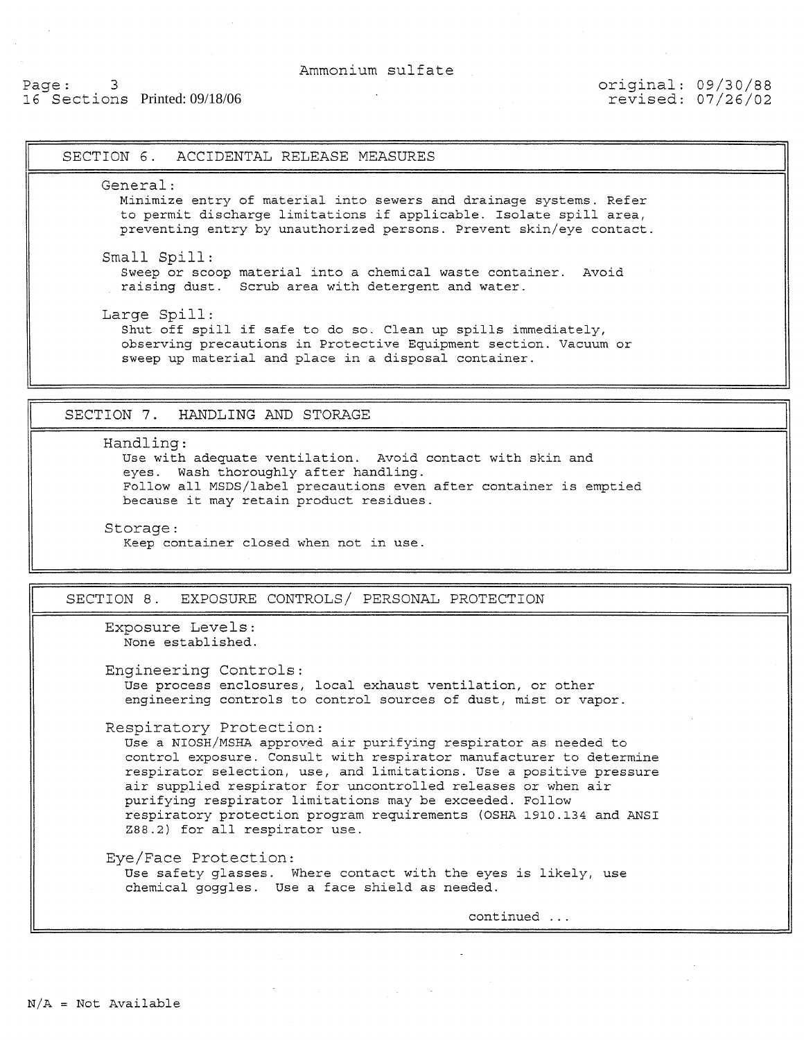## SECTION 6. ACCIDENTAL RELEASE MEASURES

**General:**
Minimize entry of material into sewers and drainage systems. Refer to permit discharge limitations if applicable. Isolate spill area, preventing entry by unauthorized persons. Prevent skin/eye contact.

**Small Spill:**
Sweep or scoop material into a chemical waste container. Avoid raising dust. Scrub area with detergent and water.

**Large Spill:**
Shut off spill if safe to do so. Clean up spills immediately, observing precautions in Protective Equipment section. Vacuum or sweep up material and place in a disposal container.

## SECTION 7. HANDLING AND STORAGE

**Handling:**
Use with adequate ventilation. Avoid contact with skin and eyes. Wash thoroughly after handling.
Follow all MSDS/label precautions even after container is emptied because it may retain product residues.

**Storage:**
Keep container closed when not in use.

## SECTION 8. EXPOSURE CONTROLS/ PERSONAL PROTECTION

**Exposure Levels:**
None established.

**Engineering Controls:**
Use process enclosures, local exhaust ventilation, or other engineering controls to control sources of dust, mist or vapor.

**Respiratory Protection:**
Use a NIOSH/MSHA approved air purifying respirator as needed to control exposure. Consult with respirator manufacturer to determine respirator selection, use, and limitations. Use a positive pressure air supplied respirator for uncontrolled releases or when air purifying respirator limitations may be exceeded. Follow respiratory protection program requirements (OSHA 1910.134 and ANSI Z88.2) for all respirator use.

**Eye/Face Protection:**
Use safety glasses. Where contact with the eyes is likely, use chemical goggles. Use a face shield as needed.

continued ...

N/A = Not Available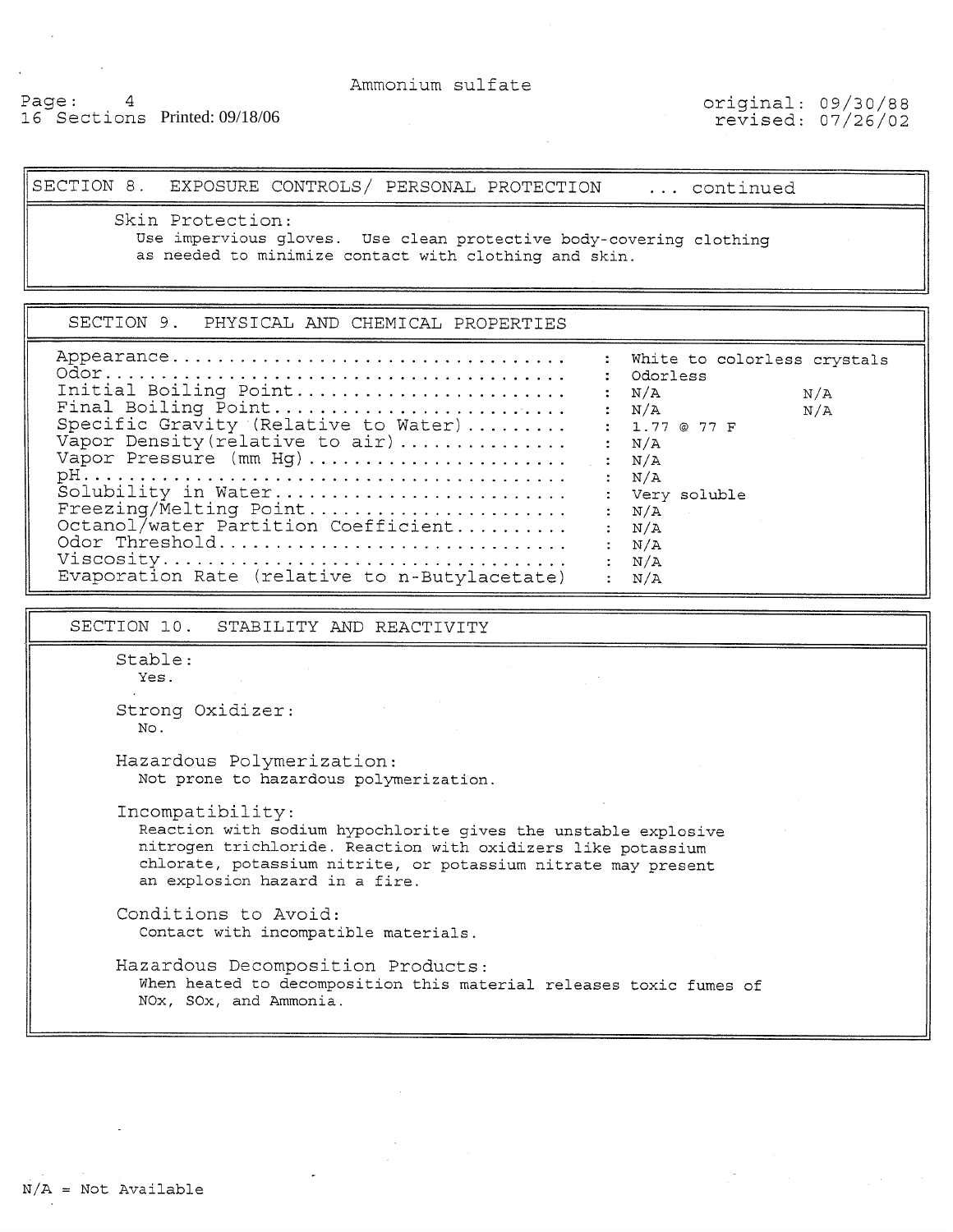## SECTION 8. EXPOSURE CONTROLS/ PERSONAL PROTECTION ... continued

**Skin Protection:**
Use impervious gloves. Use clean protective body-covering clothing as needed to minimize contact with clothing and skin.

## SECTION 9. PHYSICAL AND CHEMICAL PROPERTIES

| Property | Value | |
|---|---|---|
| Appearance | White to colorless crystals | |
| Odor | Odorless | |
| Initial Boiling Point | N/A | N/A |
| Final Boiling Point | N/A | N/A |
| Specific Gravity (Relative to Water) | 1.77 @ 77 F | |
| Vapor Density(relative to air) | N/A | |
| Vapor Pressure (mm Hg) | N/A | |
| pH | N/A | |
| Solubility in Water | Very soluble | |
| Freezing/Melting Point | N/A | |
| Octanol/water Partition Coefficient | N/A | |
| Odor Threshold | N/A | |
| Viscosity | N/A | |
| Evaporation Rate (relative to n-Butylacetate) | N/A | |

## SECTION 10. STABILITY AND REACTIVITY

**Stable:**
Yes.

**Strong Oxidizer:**
No.

**Hazardous Polymerization:**
Not prone to hazardous polymerization.

**Incompatibility:**
Reaction with sodium hypochlorite gives the unstable explosive nitrogen trichloride. Reaction with oxidizers like potassium chlorate, potassium nitrite, or potassium nitrate may present an explosion hazard in a fire.

**Conditions to Avoid:**
Contact with incompatible materials.

**Hazardous Decomposition Products:**
When heated to decomposition this material releases toxic fumes of NOx, SOx, and Ammonia.

N/A = Not Available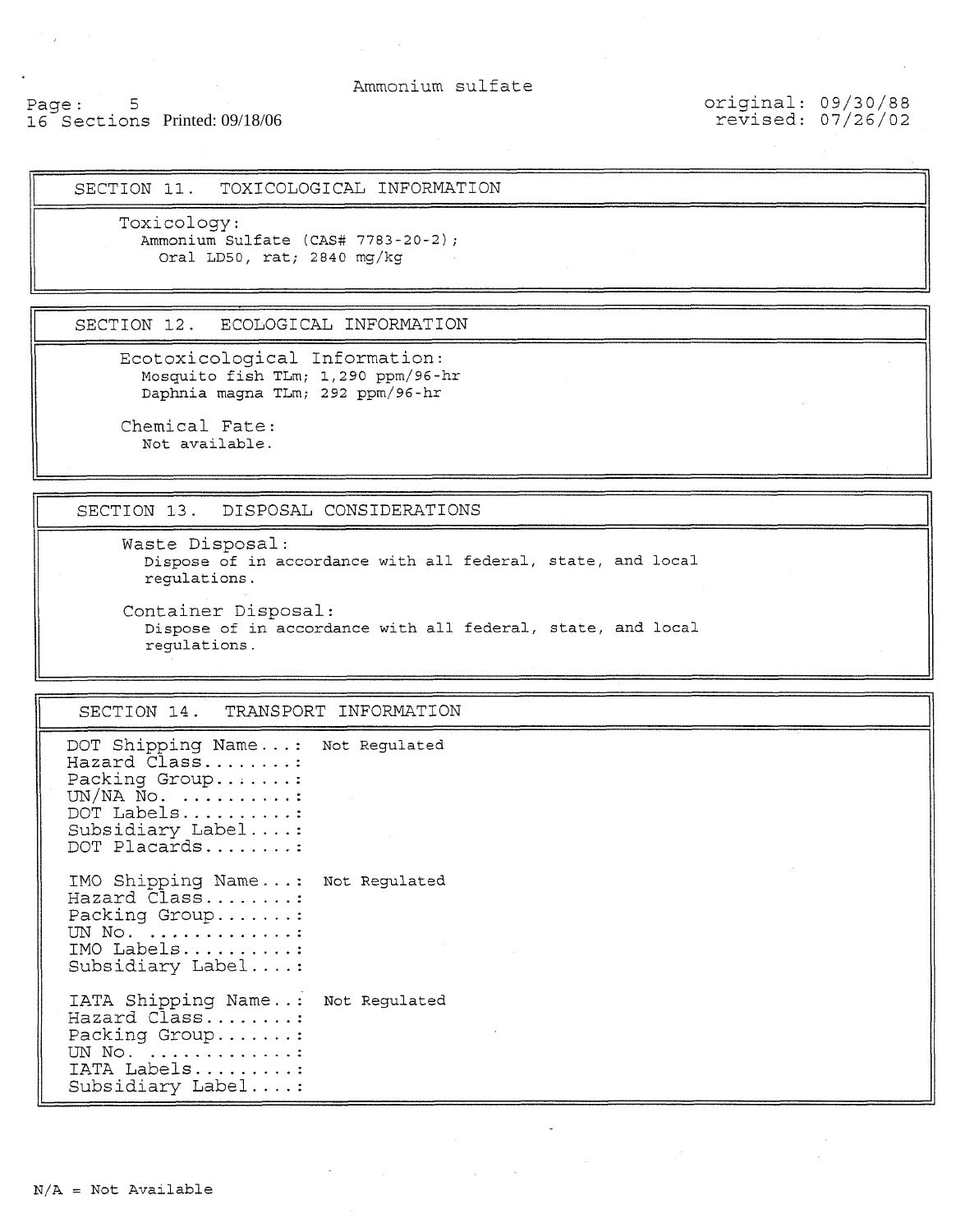## SECTION 11. TOXICOLOGICAL INFORMATION

**Toxicology:**

Ammonium Sulfate (CAS# 7783-20-2);
Oral LD50, rat; 2840 mg/kg

## SECTION 12. ECOLOGICAL INFORMATION

**Ecotoxicological Information:**

Mosquito fish TLm; 1,290 ppm/96-hr
Daphnia magna TLm; 292 ppm/96-hr

**Chemical Fate:**

Not available.

## SECTION 13. DISPOSAL CONSIDERATIONS

**Waste Disposal:**

Dispose of in accordance with all federal, state, and local regulations.

**Container Disposal:**

Dispose of in accordance with all federal, state, and local regulations.

## SECTION 14. TRANSPORT INFORMATION

DOT Shipping Name...: Not Regulated
Hazard Class........:
Packing Group.......:
UN/NA No. ..........:
DOT Labels..........:
Subsidiary Label....:
DOT Placards........:

IMO Shipping Name...: Not Regulated
Hazard Class........:
Packing Group.......:
UN No. .............:
IMO Labels..........:
Subsidiary Label....:

IATA Shipping Name..: Not Regulated
Hazard Class........:
Packing Group.......:
UN No. .............:
IATA Labels.........:
Subsidiary Label....:

N/A = Not Available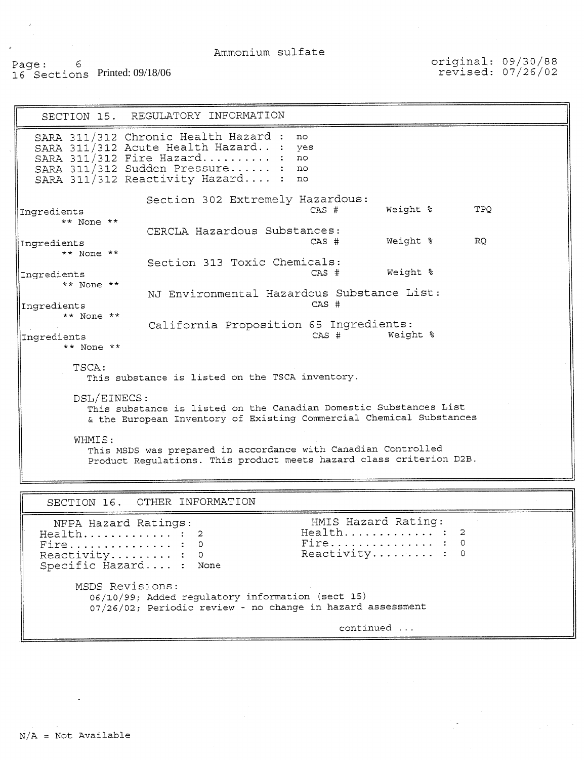## SECTION 15. REGULATORY INFORMATION

SARA 311/312 Chronic Health Hazard : no
SARA 311/312 Acute Health Hazard.. : yes
SARA 311/312 Fire Hazard.......... : no
SARA 311/312 Sudden Pressure...... : no
SARA 311/312 Reactivity Hazard.... : no

**Section 302 Extremely Hazardous:**

| Ingredients | CAS # | Weight % | TPQ |
|---|---|---|---|
| ** None ** | | | |

**CERCLA Hazardous Substances:**

| Ingredients | CAS # | Weight % | RQ |
|---|---|---|---|
| ** None ** | | | |

**Section 313 Toxic Chemicals:**

| Ingredients | CAS # | Weight % |
|---|---|---|
| ** None ** | | |

**NJ Environmental Hazardous Substance List:**

| Ingredients | CAS # |
|---|---|
| ** None ** | |

**California Proposition 65 Ingredients:**

| Ingredients | CAS # | Weight % |
|---|---|---|
| ** None ** | | |

TSCA:
This substance is listed on the TSCA inventory.

DSL/EINECS:
This substance is listed on the Canadian Domestic Substances List & the European Inventory of Existing Commercial Chemical Substances

WHMIS:
This MSDS was prepared in accordance with Canadian Controlled Product Regulations. This product meets hazard class criterion D2B.

## SECTION 16. OTHER INFORMATION

NFPA Hazard Ratings:
Health............. : 2
Fire............... : 0
Reactivity......... : 0
Specific Hazard.... : None

HMIS Hazard Rating:
Health............. : 2
Fire............... : 0
Reactivity......... : 0

MSDS Revisions:
06/10/99; Added regulatory information (sect 15)
07/26/02; Periodic review - no change in hazard assessment

continued ...

N/A = Not Available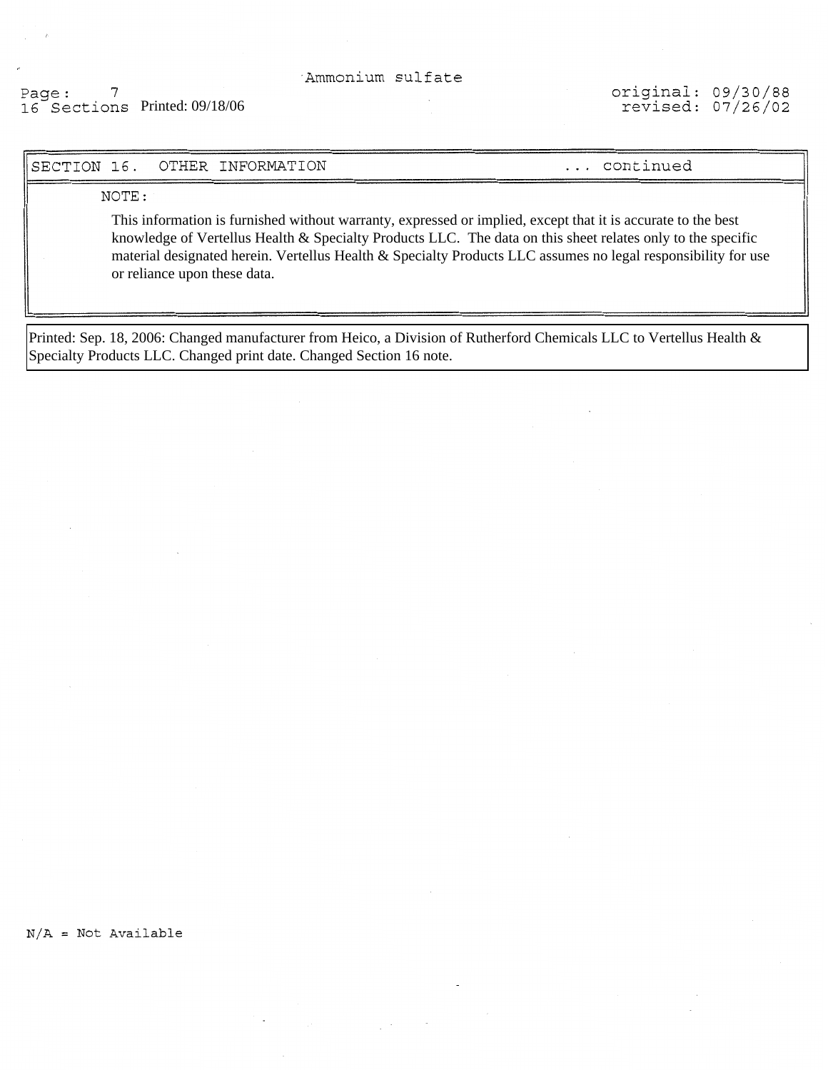## SECTION 16. OTHER INFORMATION ... continued

NOTE:

This information is furnished without warranty, expressed or implied, except that it is accurate to the best knowledge of Vertellus Health & Specialty Products LLC. The data on this sheet relates only to the specific material designated herein. Vertellus Health & Specialty Products LLC assumes no legal responsibility for use or reliance upon these data.

Printed: Sep. 18, 2006: Changed manufacturer from Heico, a Division of Rutherford Chemicals LLC to Vertellus Health & Specialty Products LLC. Changed print date. Changed Section 16 note.

N/A = Not Available